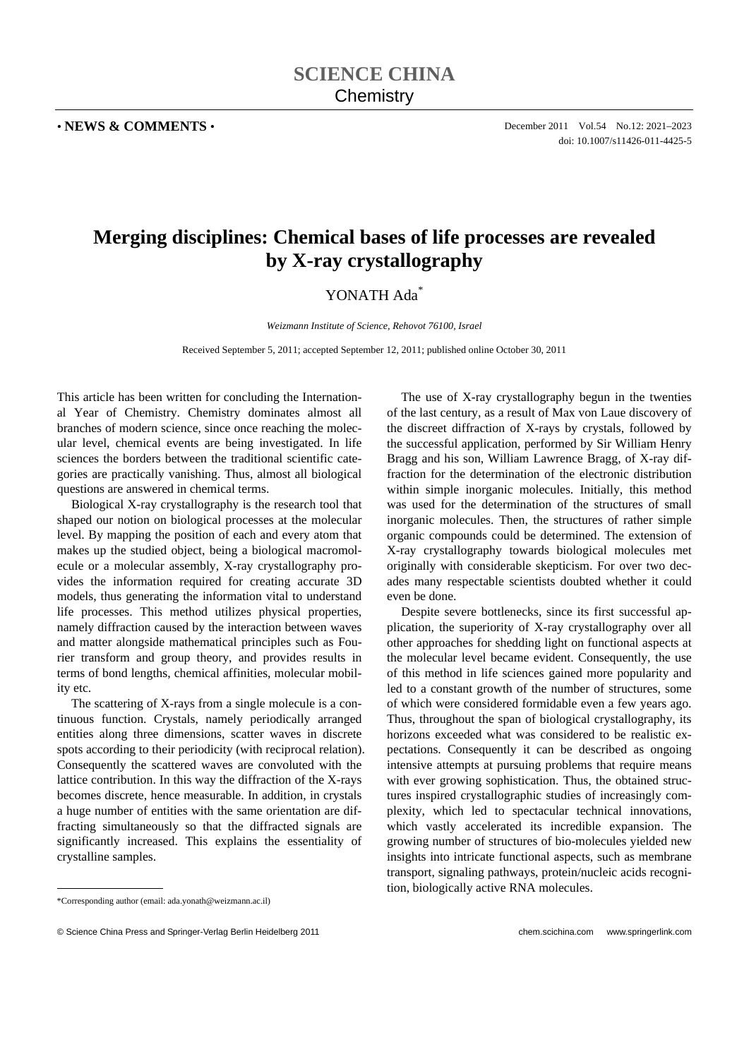**SCIENCE CHINA**
Chemistry

• **NEWS & COMMENTS** •

doi: 10.1007/s11426-011-4425-5

# Merging disciplines: Chemical bases of life processes are revealed by X-ray crystallography

YONATH Ada*

*Weizmann Institute of Science, Rehovot 76100, Israel*

Received September 5, 2011; accepted September 12, 2011; published online October 30, 2011

This article has been written for concluding the International Year of Chemistry. Chemistry dominates almost all branches of modern science, since once reaching the molecular level, chemical events are being investigated. In life sciences the borders between the traditional scientific categories are practically vanishing. Thus, almost all biological questions are answered in chemical terms.

Biological X-ray crystallography is the research tool that shaped our notion on biological processes at the molecular level. By mapping the position of each and every atom that makes up the studied object, being a biological macromolecule or a molecular assembly, X-ray crystallography provides the information required for creating accurate 3D models, thus generating the information vital to understand life processes. This method utilizes physical properties, namely diffraction caused by the interaction between waves and matter alongside mathematical principles such as Fourier transform and group theory, and provides results in terms of bond lengths, chemical affinities, molecular mobility etc.

The scattering of X-rays from a single molecule is a continuous function. Crystals, namely periodically arranged entities along three dimensions, scatter waves in discrete spots according to their periodicity (with reciprocal relation). Consequently the scattered waves are convoluted with the lattice contribution. In this way the diffraction of the X-rays becomes discrete, hence measurable. In addition, in crystals a huge number of entities with the same orientation are diffracting simultaneously so that the diffracted signals are significantly increased. This explains the essentiality of crystalline samples.

The use of X-ray crystallography begun in the twenties of the last century, as a result of Max von Laue discovery of the discreet diffraction of X-rays by crystals, followed by the successful application, performed by Sir William Henry Bragg and his son, William Lawrence Bragg, of X-ray diffraction for the determination of the electronic distribution within simple inorganic molecules. Initially, this method was used for the determination of the structures of small inorganic molecules. Then, the structures of rather simple organic compounds could be determined. The extension of X-ray crystallography towards biological molecules met originally with considerable skepticism. For over two decades many respectable scientists doubted whether it could even be done.

Despite severe bottlenecks, since its first successful application, the superiority of X-ray crystallography over all other approaches for shedding light on functional aspects at the molecular level became evident. Consequently, the use of this method in life sciences gained more popularity and led to a constant growth of the number of structures, some of which were considered formidable even a few years ago. Thus, throughout the span of biological crystallography, its horizons exceeded what was considered to be realistic expectations. Consequently it can be described as ongoing intensive attempts at pursuing problems that require means with ever growing sophistication. Thus, the obtained structures inspired crystallographic studies of increasingly complexity, which led to spectacular technical innovations, which vastly accelerated its incredible expansion. The growing number of structures of bio-molecules yielded new insights into intricate functional aspects, such as membrane transport, signaling pathways, protein/nucleic acids recognition, biologically active RNA molecules.

*Corresponding author (email: ada.yonath@weizmann.ac.il)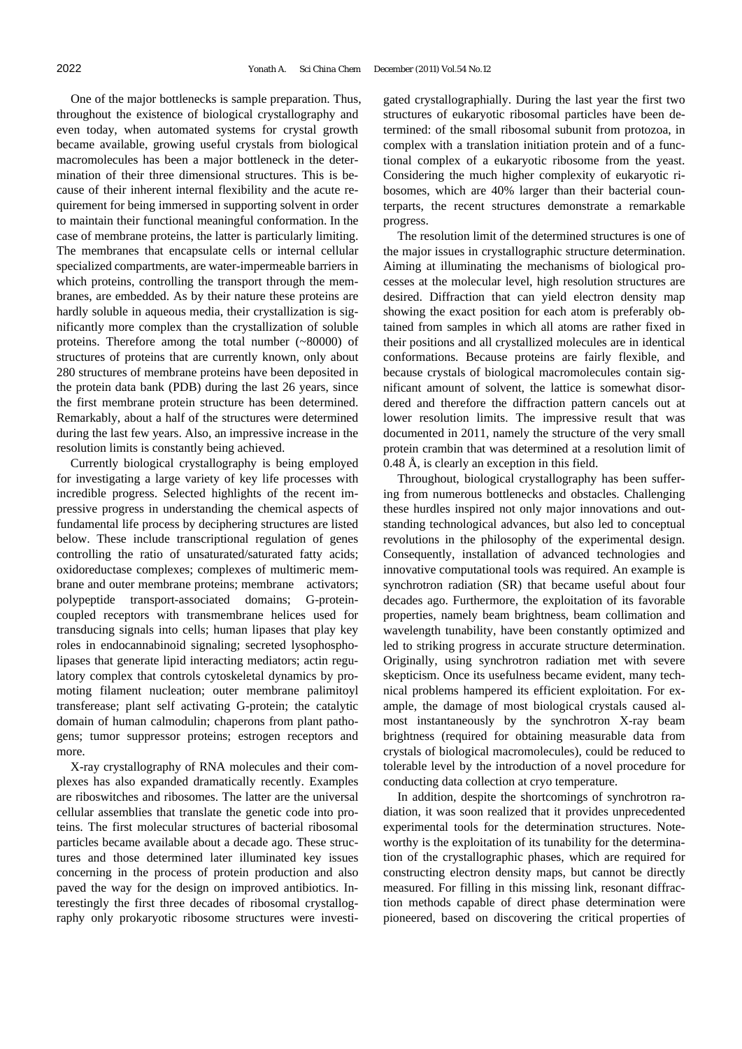One of the major bottlenecks is sample preparation. Thus, throughout the existence of biological crystallography and even today, when automated systems for crystal growth became available, growing useful crystals from biological macromolecules has been a major bottleneck in the determination of their three dimensional structures. This is because of their inherent internal flexibility and the acute requirement for being immersed in supporting solvent in order to maintain their functional meaningful conformation. In the case of membrane proteins, the latter is particularly limiting. The membranes that encapsulate cells or internal cellular specialized compartments, are water-impermeable barriers in which proteins, controlling the transport through the membranes, are embedded. As by their nature these proteins are hardly soluble in aqueous media, their crystallization is significantly more complex than the crystallization of soluble proteins. Therefore among the total number (~80000) of structures of proteins that are currently known, only about 280 structures of membrane proteins have been deposited in the protein data bank (PDB) during the last 26 years, since the first membrane protein structure has been determined. Remarkably, about a half of the structures were determined during the last few years. Also, an impressive increase in the resolution limits is constantly being achieved.

Currently biological crystallography is being employed for investigating a large variety of key life processes with incredible progress. Selected highlights of the recent impressive progress in understanding the chemical aspects of fundamental life process by deciphering structures are listed below. These include transcriptional regulation of genes controlling the ratio of unsaturated/saturated fatty acids; oxidoreductase complexes; complexes of multimeric membrane and outer membrane proteins; membrane activators; polypeptide transport-associated domains; G-protein-coupled receptors with transmembrane helices used for transducing signals into cells; human lipases that play key roles in endocannabinoid signaling; secreted lysophospholipases that generate lipid interacting mediators; actin regulatory complex that controls cytoskeletal dynamics by promoting filament nucleation; outer membrane palimitoyl transferease; plant self activating G-protein; the catalytic domain of human calmodulin; chaperons from plant pathogens; tumor suppressor proteins; estrogen receptors and more.

X-ray crystallography of RNA molecules and their complexes has also expanded dramatically recently. Examples are riboswitches and ribosomes. The latter are the universal cellular assemblies that translate the genetic code into proteins. The first molecular structures of bacterial ribosomal particles became available about a decade ago. These structures and those determined later illuminated key issues concerning in the process of protein production and also paved the way for the design on improved antibiotics. Interestingly the first three decades of ribosomal crystallography only prokaryotic ribosome structures were investigated crystallographially. During the last year the first two structures of eukaryotic ribosomal particles have been determined: of the small ribosomal subunit from protozoa, in complex with a translation initiation protein and of a functional complex of a eukaryotic ribosome from the yeast. Considering the much higher complexity of eukaryotic ribosomes, which are 40% larger than their bacterial counterparts, the recent structures demonstrate a remarkable progress.

The resolution limit of the determined structures is one of the major issues in crystallographic structure determination. Aiming at illuminating the mechanisms of biological processes at the molecular level, high resolution structures are desired. Diffraction that can yield electron density map showing the exact position for each atom is preferably obtained from samples in which all atoms are rather fixed in their positions and all crystallized molecules are in identical conformations. Because proteins are fairly flexible, and because crystals of biological macromolecules contain significant amount of solvent, the lattice is somewhat disordered and therefore the diffraction pattern cancels out at lower resolution limits. The impressive result that was documented in 2011, namely the structure of the very small protein crambin that was determined at a resolution limit of 0.48 Å, is clearly an exception in this field.

Throughout, biological crystallography has been suffering from numerous bottlenecks and obstacles. Challenging these hurdles inspired not only major innovations and outstanding technological advances, but also led to conceptual revolutions in the philosophy of the experimental design. Consequently, installation of advanced technologies and innovative computational tools was required. An example is synchrotron radiation (SR) that became useful about four decades ago. Furthermore, the exploitation of its favorable properties, namely beam brightness, beam collimation and wavelength tunability, have been constantly optimized and led to striking progress in accurate structure determination. Originally, using synchrotron radiation met with severe skepticism. Once its usefulness became evident, many technical problems hampered its efficient exploitation. For example, the damage of most biological crystals caused almost instantaneously by the synchrotron X-ray beam brightness (required for obtaining measurable data from crystals of biological macromolecules), could be reduced to tolerable level by the introduction of a novel procedure for conducting data collection at cryo temperature.

In addition, despite the shortcomings of synchrotron radiation, it was soon realized that it provides unprecedented experimental tools for the determination structures. Noteworthy is the exploitation of its tunability for the determination of the crystallographic phases, which are required for constructing electron density maps, but cannot be directly measured. For filling in this missing link, resonant diffraction methods capable of direct phase determination were pioneered, based on discovering the critical properties of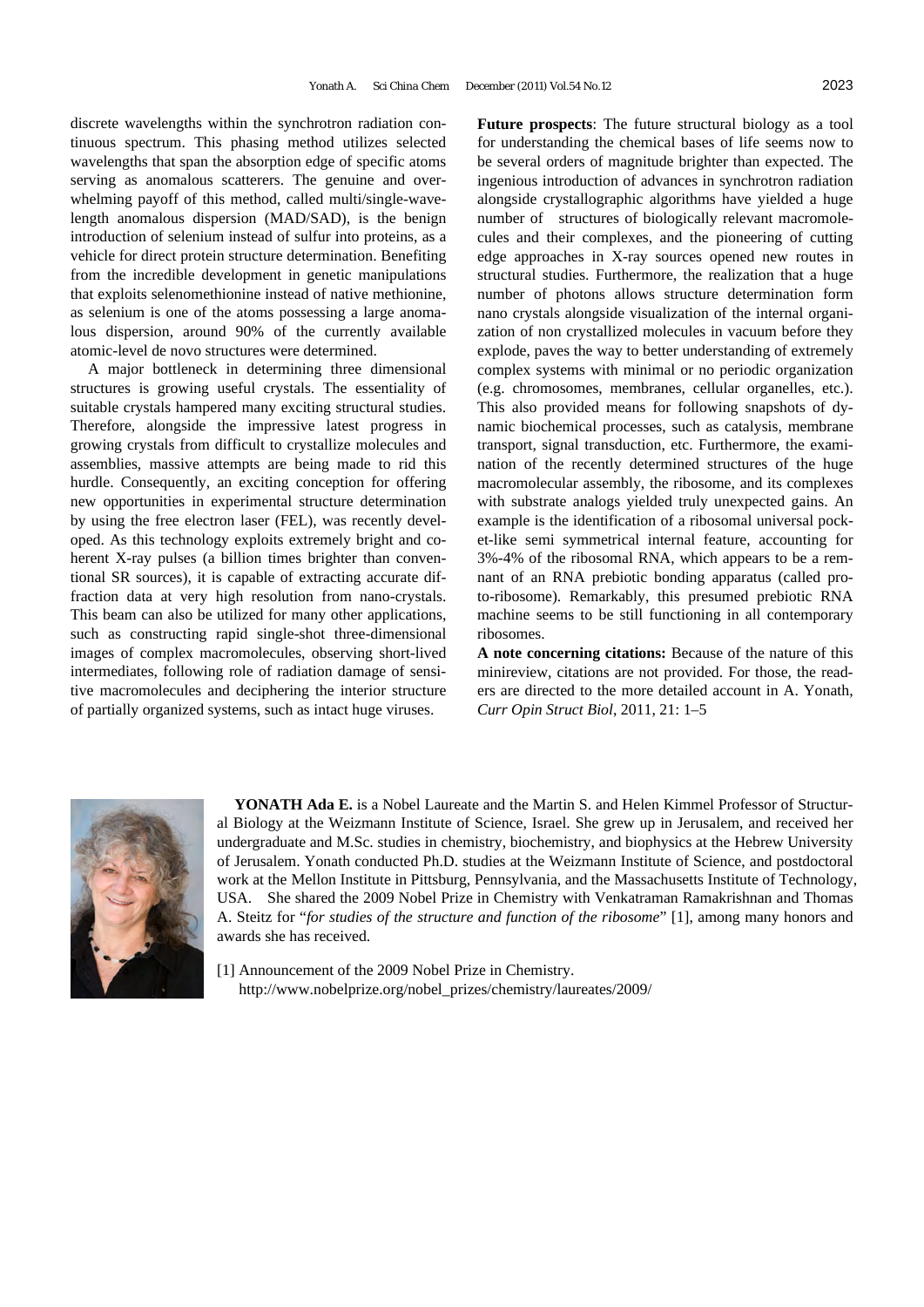discrete wavelengths within the synchrotron radiation continuous spectrum. This phasing method utilizes selected wavelengths that span the absorption edge of specific atoms serving as anomalous scatterers. The genuine and overwhelming payoff of this method, called multi/single-wavelength anomalous dispersion (MAD/SAD), is the benign introduction of selenium instead of sulfur into proteins, as a vehicle for direct protein structure determination. Benefiting from the incredible development in genetic manipulations that exploits selenomethionine instead of native methionine, as selenium is one of the atoms possessing a large anomalous dispersion, around 90% of the currently available atomic-level de novo structures were determined.

A major bottleneck in determining three dimensional structures is growing useful crystals. The essentiality of suitable crystals hampered many exciting structural studies. Therefore, alongside the impressive latest progress in growing crystals from difficult to crystallize molecules and assemblies, massive attempts are being made to rid this hurdle. Consequently, an exciting conception for offering new opportunities in experimental structure determination by using the free electron laser (FEL), was recently developed. As this technology exploits extremely bright and coherent X-ray pulses (a billion times brighter than conventional SR sources), it is capable of extracting accurate diffraction data at very high resolution from nano-crystals. This beam can also be utilized for many other applications, such as constructing rapid single-shot three-dimensional images of complex macromolecules, observing short-lived intermediates, following role of radiation damage of sensitive macromolecules and deciphering the interior structure of partially organized systems, such as intact huge viruses.

**Future prospects**: The future structural biology as a tool for understanding the chemical bases of life seems now to be several orders of magnitude brighter than expected. The ingenious introduction of advances in synchrotron radiation alongside crystallographic algorithms have yielded a huge number of structures of biologically relevant macromolecules and their complexes, and the pioneering of cutting edge approaches in X-ray sources opened new routes in structural studies. Furthermore, the realization that a huge number of photons allows structure determination form nano crystals alongside visualization of the internal organization of non crystallized molecules in vacuum before they explode, paves the way to better understanding of extremely complex systems with minimal or no periodic organization (e.g. chromosomes, membranes, cellular organelles, etc.). This also provided means for following snapshots of dynamic biochemical processes, such as catalysis, membrane transport, signal transduction, etc. Furthermore, the examination of the recently determined structures of the huge macromolecular assembly, the ribosome, and its complexes with substrate analogs yielded truly unexpected gains. An example is the identification of a ribosomal universal pocket-like semi symmetrical internal feature, accounting for 3%-4% of the ribosomal RNA, which appears to be a remnant of an RNA prebiotic bonding apparatus (called proto-ribosome). Remarkably, this presumed prebiotic RNA machine seems to be still functioning in all contemporary ribosomes.

**A note concerning citations:** Because of the nature of this minireview, citations are not provided. For those, the readers are directed to the more detailed account in A. Yonath, *Curr Opin Struct Biol*, 2011, 21: 1–5

**YONATH Ada E.** is a Nobel Laureate and the Martin S. and Helen Kimmel Professor of Structural Biology at the Weizmann Institute of Science, Israel. She grew up in Jerusalem, and received her undergraduate and M.Sc. studies in chemistry, biochemistry, and biophysics at the Hebrew University of Jerusalem. Yonath conducted Ph.D. studies at the Weizmann Institute of Science, and postdoctoral work at the Mellon Institute in Pittsburg, Pennsylvania, and the Massachusetts Institute of Technology, USA. She shared the 2009 Nobel Prize in Chemistry with Venkatraman Ramakrishnan and Thomas A. Steitz for "*for studies of the structure and function of the ribosome*" [1], among many honors and awards she has received.

[1] Announcement of the 2009 Nobel Prize in Chemistry. http://www.nobelprize.org/nobel_prizes/chemistry/laureates/2009/